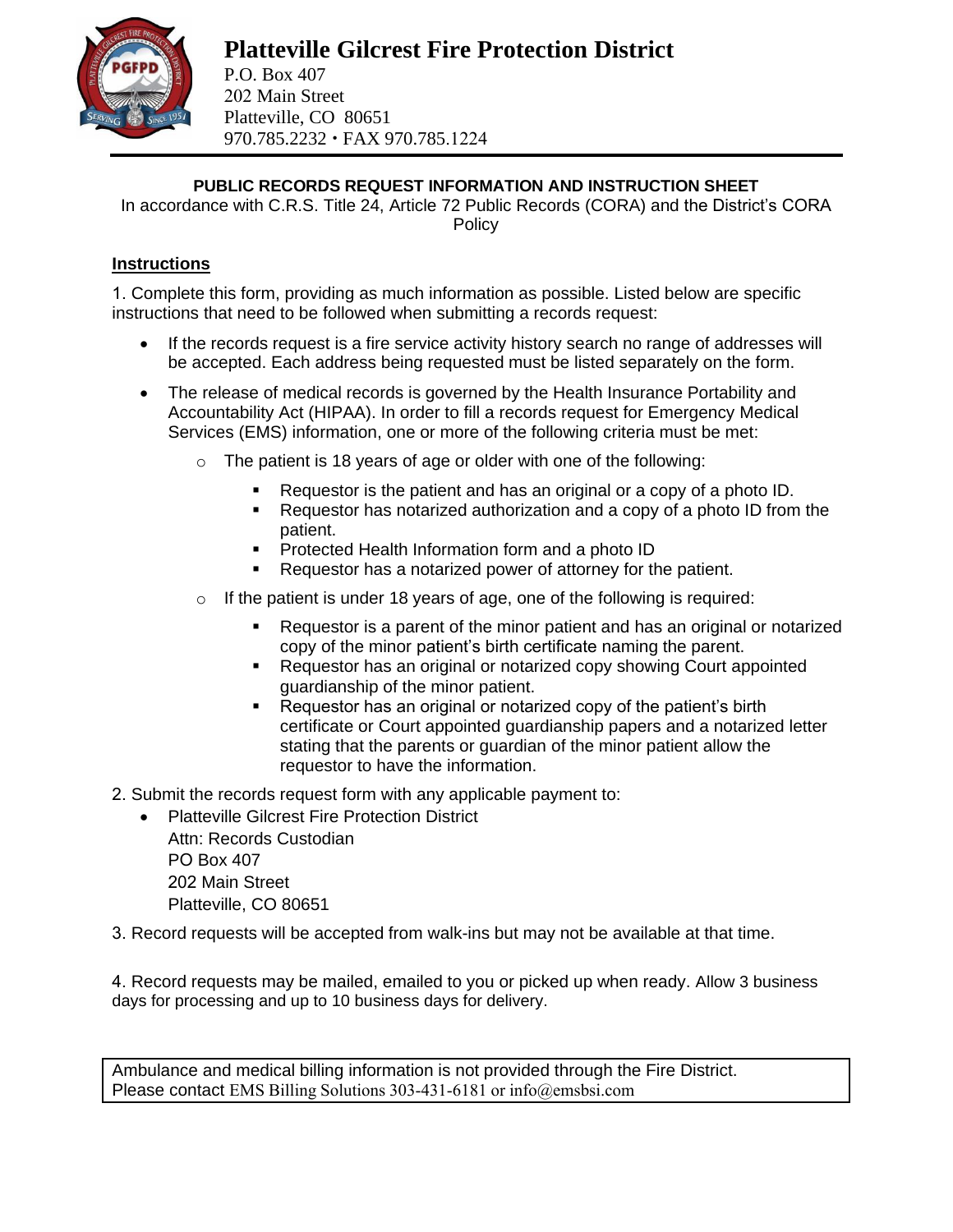# Platteville Gilcrest Fire Protection District

P.O. Box 407
202 Main Street
Platteville, CO 80651
970.785.2232 • FAX 970.785.1224

---

## PUBLIC RECORDS REQUEST INFORMATION AND INSTRUCTION SHEET

In accordance with C.R.S. Title 24, Article 72 Public Records (CORA) and the District's CORA Policy

### Instructions

1. Complete this form, providing as much information as possible. Listed below are specific instructions that need to be followed when submitting a records request:

   - If the records request is a fire service activity history search no range of addresses will be accepted. Each address being requested must be listed separately on the form.
   - The release of medical records is governed by the Health Insurance Portability and Accountability Act (HIPAA). In order to fill a records request for Emergency Medical Services (EMS) information, one or more of the following criteria must be met:
     - The patient is 18 years of age or older with one of the following:
       - Requestor is the patient and has an original or a copy of a photo ID.
       - Requestor has notarized authorization and a copy of a photo ID from the patient.
       - Protected Health Information form and a photo ID
       - Requestor has a notarized power of attorney for the patient.
     - If the patient is under 18 years of age, one of the following is required:
       - Requestor is a parent of the minor patient and has an original or notarized copy of the minor patient's birth certificate naming the parent.
       - Requestor has an original or notarized copy showing Court appointed guardianship of the minor patient.
       - Requestor has an original or notarized copy of the patient's birth certificate or Court appointed guardianship papers and a notarized letter stating that the parents or guardian of the minor patient allow the requestor to have the information.

2. Submit the records request form with any applicable payment to:
   - Platteville Gilcrest Fire Protection District
     Attn: Records Custodian
     PO Box 407
     202 Main Street
     Platteville, CO 80651

3. Record requests will be accepted from walk-ins but may not be available at that time.

4. Record requests may be mailed, emailed to you or picked up when ready. Allow 3 business days for processing and up to 10 business days for delivery.

Ambulance and medical billing information is not provided through the Fire District.
Please contact EMS Billing Solutions 303-431-6181 or info@emsbsi.com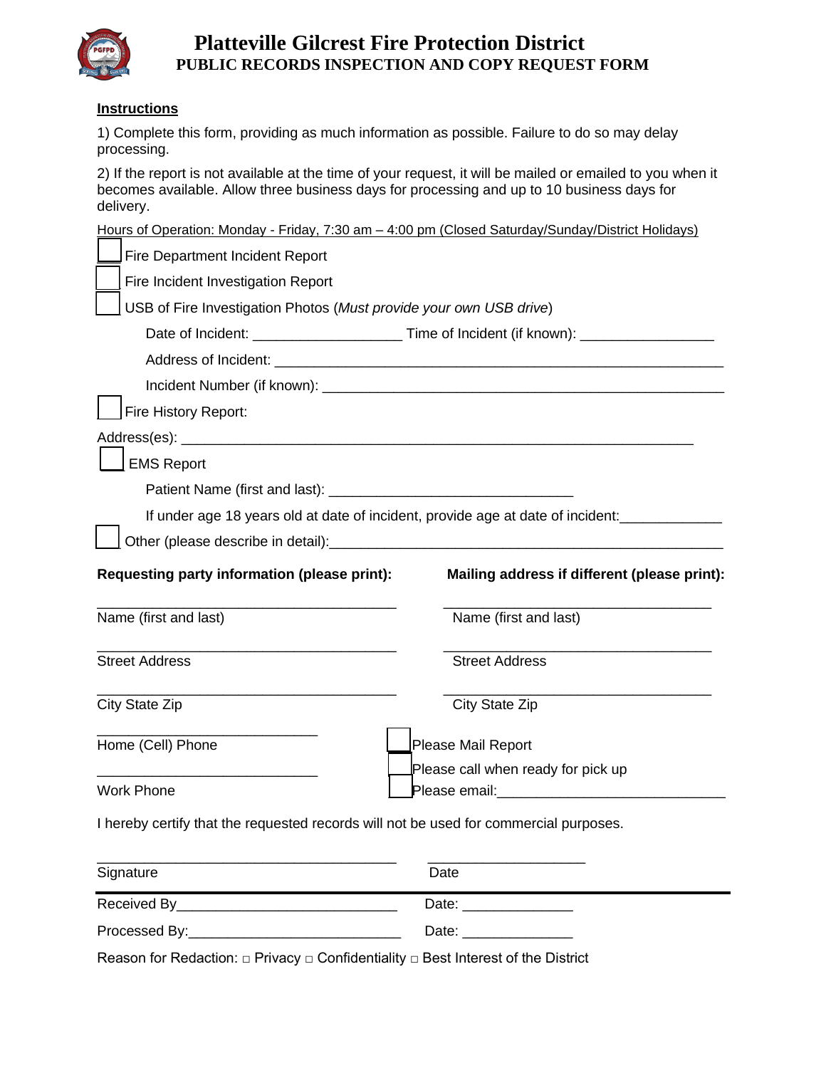# Platteville Gilcrest Fire Protection District

## PUBLIC RECORDS INSPECTION AND COPY REQUEST FORM

**Instructions**

1) Complete this form, providing as much information as possible. Failure to do so may delay processing.

2) If the report is not available at the time of your request, it will be mailed or emailed to you when it becomes available. Allow three business days for processing and up to 10 business days for delivery.

Hours of Operation: Monday - Friday, 7:30 am – 4:00 pm (Closed Saturday/Sunday/District Holidays)

☐ Fire Department Incident Report

☐ Fire Incident Investigation Report

☐ USB of Fire Investigation Photos (*Must provide your own USB drive*)

Date of Incident: ___________________ Time of Incident (if known): _________________

Address of Incident: ____________________________________________________________

Incident Number (if known): ______________________________________________________

☐ Fire History Report:

Address(es): _________________________________________________________________

☐ EMS Report

Patient Name (first and last): _______________________________

If under age 18 years old at date of incident, provide age at date of incident:_____________

☐ Other (please describe in detail):_________________________________________________

**Requesting party information (please print):**

_______________________________________
Name (first and last)

_______________________________________
Street Address

_______________________________________
City State Zip

____________________________
Home (Cell) Phone

____________________________
Work Phone

**Mailing address if different (please print):**

__________________________________
Name (first and last)

__________________________________
Street Address

__________________________________
City State Zip

☐ Please Mail Report

☐ Please call when ready for pick up

☐ Please email:_____________________________

I hereby certify that the requested records will not be used for commercial purposes.

_______________________________________ ____________________
Signature Date

---

Received By___________________________ Date: ______________

Processed By:__________________________ Date: ______________

Reason for Redaction: □ Privacy □ Confidentiality □ Best Interest of the District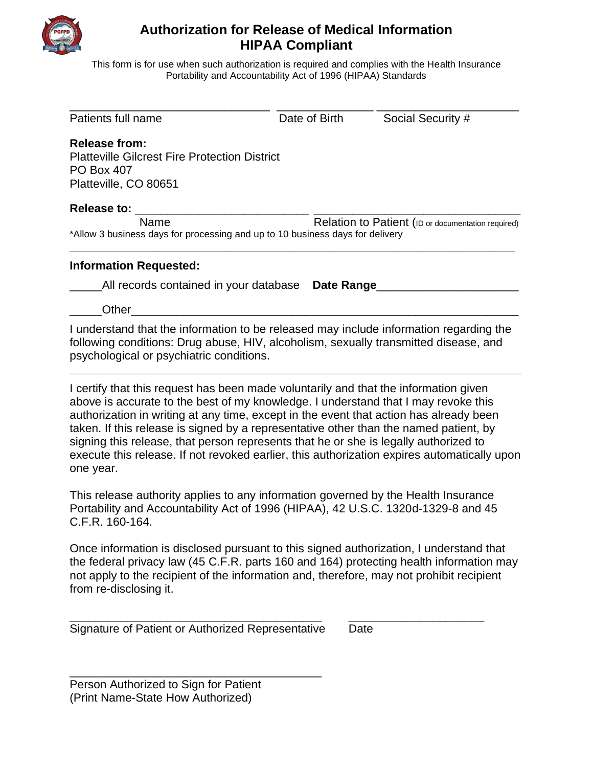# Authorization for Release of Medical Information HIPAA Compliant

This form is for use when such authorization is required and complies with the Health Insurance Portability and Accountability Act of 1996 (HIPAA) Standards

_______________________________ _______________ _______________________

Patients full name Date of Birth Social Security #

**Release from:**
Platteville Gilcrest Fire Protection District
PO Box 407
Platteville, CO 80651

**Release to:** ___________________________ ________________________________

Name Relation to Patient (ID or documentation required)

*Allow 3 business days for processing and up to 10 business days for delivery

---

**Information Requested:**

_____All records contained in your database **Date Range**______________________

_____Other____________________________________________________________

I understand that the information to be released may include information regarding the following conditions: Drug abuse, HIV, alcoholism, sexually transmitted disease, and psychological or psychiatric conditions.

---

I certify that this request has been made voluntarily and that the information given above is accurate to the best of my knowledge. I understand that I may revoke this authorization in writing at any time, except in the event that action has already been taken. If this release is signed by a representative other than the named patient, by signing this release, that person represents that he or she is legally authorized to execute this release. If not revoked earlier, this authorization expires automatically upon one year.

This release authority applies to any information governed by the Health Insurance Portability and Accountability Act of 1996 (HIPAA), 42 U.S.C. 1320d-1329-8 and 45 C.F.R. 160-164.

Once information is disclosed pursuant to this signed authorization, I understand that the federal privacy law (45 C.F.R. parts 160 and 164) protecting health information may not apply to the recipient of the information and, therefore, may not prohibit recipient from re-disclosing it.

________________________________________ _____________________

Signature of Patient or Authorized Representative Date

________________________________________

Person Authorized to Sign for Patient
(Print Name-State How Authorized)